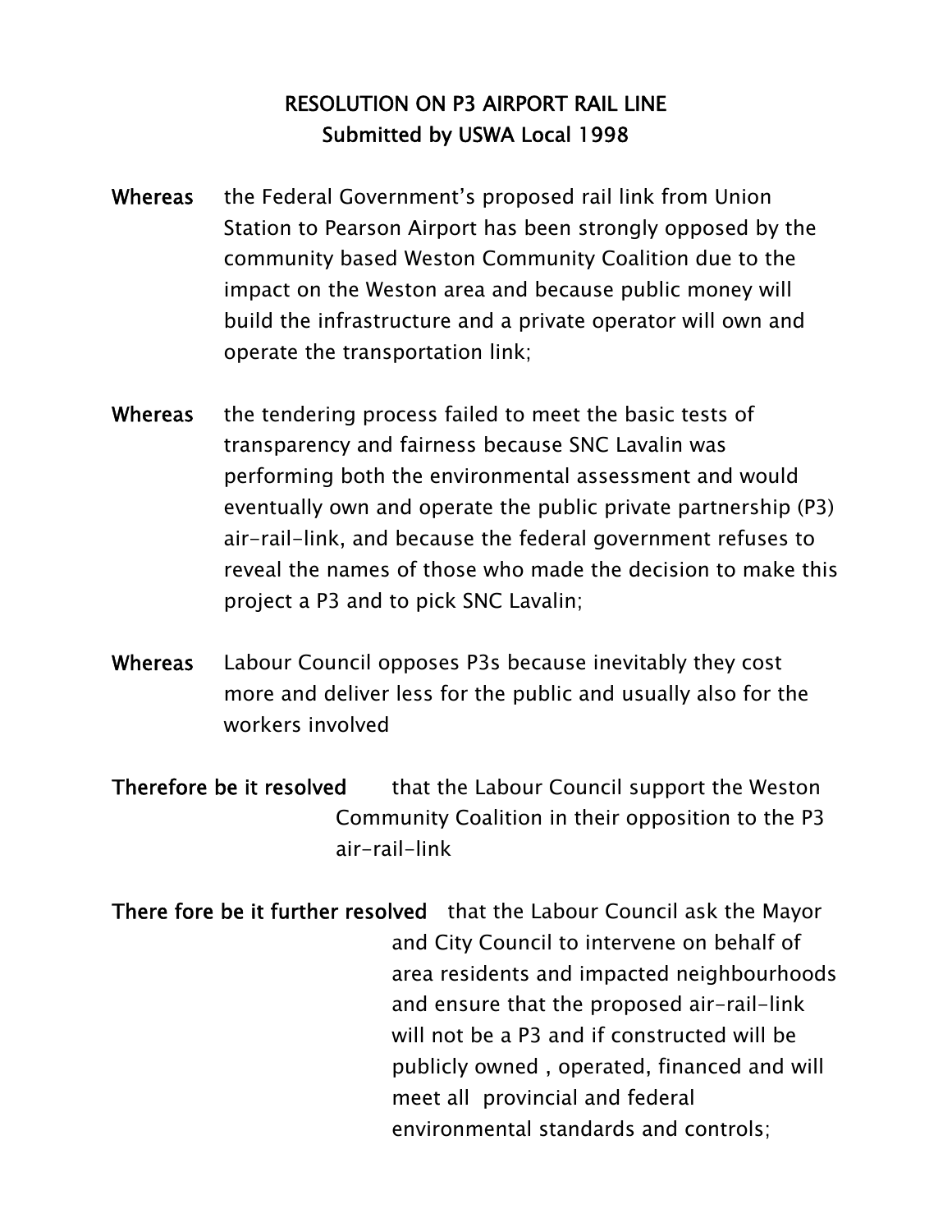# RESOLUTION ON P3 AIRPORT RAIL LINE
## Submitted by USWA Local 1998

**Whereas** the Federal Government's proposed rail link from Union Station to Pearson Airport has been strongly opposed by the community based Weston Community Coalition due to the impact on the Weston area and because public money will build the infrastructure and a private operator will own and operate the transportation link;

**Whereas** the tendering process failed to meet the basic tests of transparency and fairness because SNC Lavalin was performing both the environmental assessment and would eventually own and operate the public private partnership (P3) air-rail-link, and because the federal government refuses to reveal the names of those who made the decision to make this project a P3 and to pick SNC Lavalin;

**Whereas** Labour Council opposes P3s because inevitably they cost more and deliver less for the public and usually also for the workers involved

**Therefore be it resolved** that the Labour Council support the Weston Community Coalition in their opposition to the P3 air-rail-link

**There fore be it further resolved** that the Labour Council ask the Mayor and City Council to intervene on behalf of area residents and impacted neighbourhoods and ensure that the proposed air-rail-link will not be a P3 and if constructed will be publicly owned , operated, financed and will meet all provincial and federal environmental standards and controls;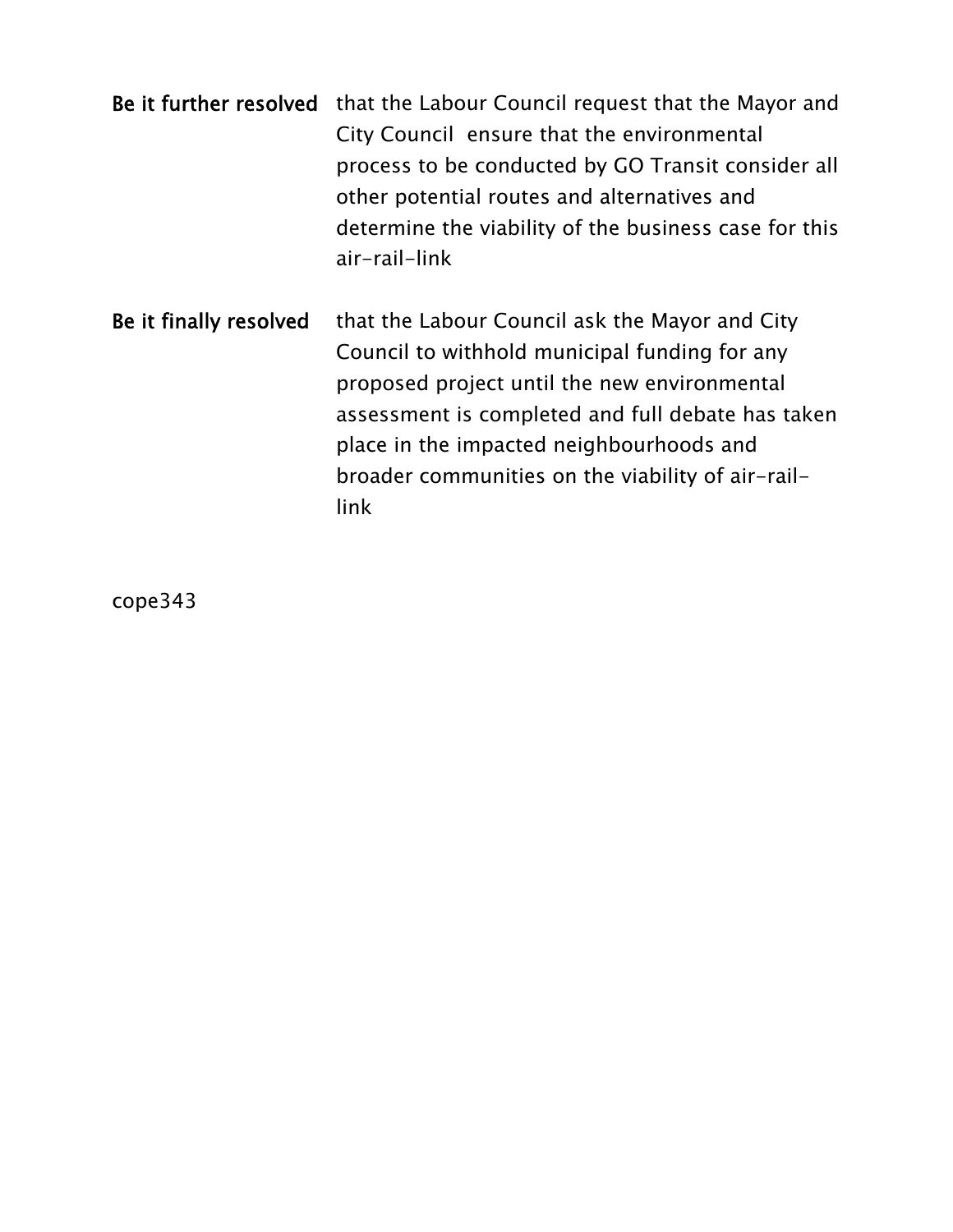**Be it further resolved** that the Labour Council request that the Mayor and City Council ensure that the environmental process to be conducted by GO Transit consider all other potential routes and alternatives and determine the viability of the business case for this air-rail-link

**Be it finally resolved** that the Labour Council ask the Mayor and City Council to withhold municipal funding for any proposed project until the new environmental assessment is completed and full debate has taken place in the impacted neighbourhoods and broader communities on the viability of air-rail-link

cope343